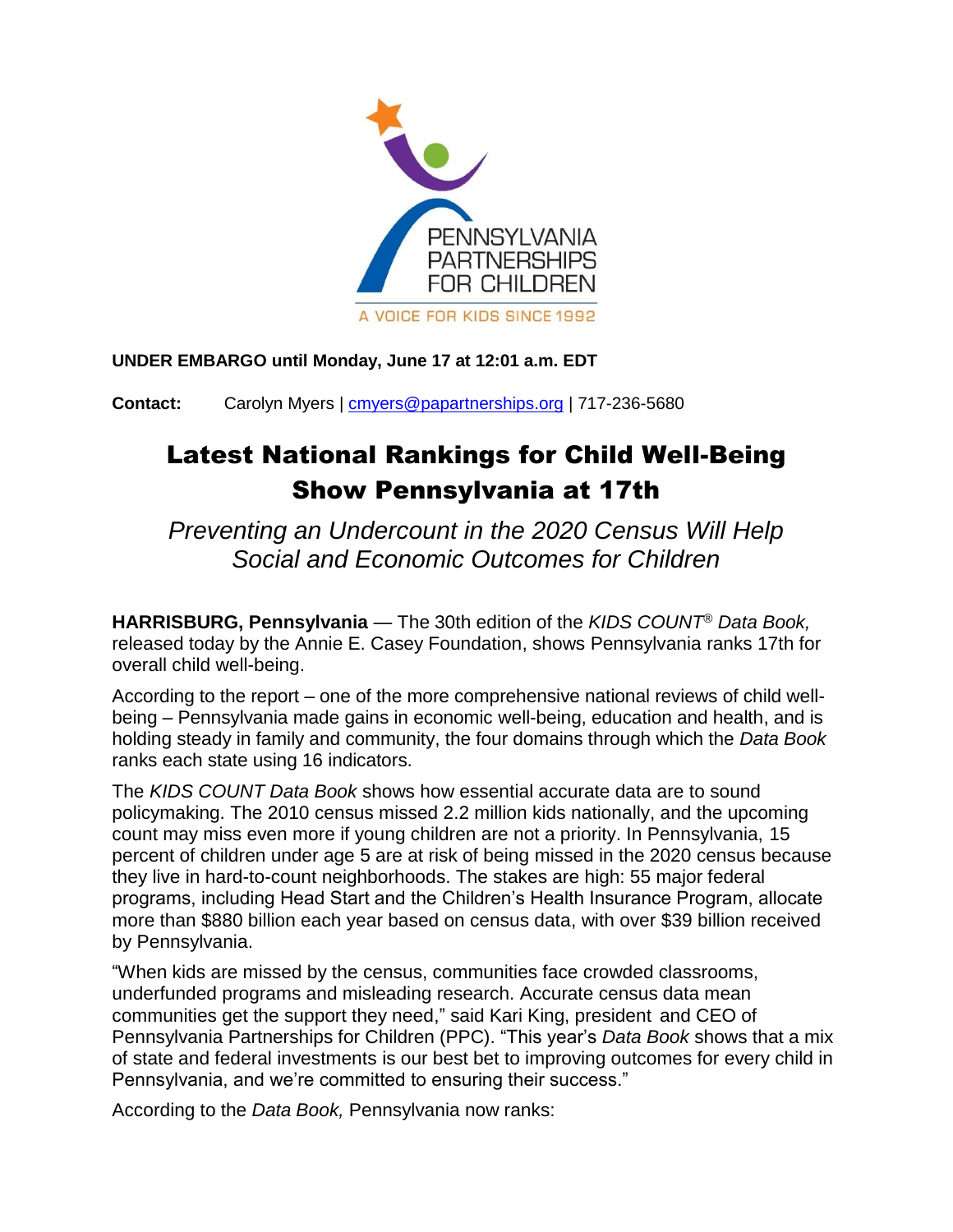PENNSYLVANIA PARTNERSHIPS FOR CHILDREN

A VOICE FOR KIDS SINCE 1992

**UNDER EMBARGO until Monday, June 17 at 12:01 a.m. EDT**

**Contact:** Carolyn Myers | cmyers@papartnerships.org | 717-236-5680

# Latest National Rankings for Child Well-Being Show Pennsylvania at 17th

## *Preventing an Undercount in the 2020 Census Will Help Social and Economic Outcomes for Children*

**HARRISBURG, Pennsylvania** — The 30th edition of the *KIDS COUNT® Data Book,* released today by the Annie E. Casey Foundation, shows Pennsylvania ranks 17th for overall child well-being.

According to the report – one of the more comprehensive national reviews of child well-being – Pennsylvania made gains in economic well-being, education and health, and is holding steady in family and community, the four domains through which the *Data Book* ranks each state using 16 indicators.

The *KIDS COUNT Data Book* shows how essential accurate data are to sound policymaking. The 2010 census missed 2.2 million kids nationally, and the upcoming count may miss even more if young children are not a priority. In Pennsylvania, 15 percent of children under age 5 are at risk of being missed in the 2020 census because they live in hard-to-count neighborhoods. The stakes are high: 55 major federal programs, including Head Start and the Children's Health Insurance Program, allocate more than $880 billion each year based on census data, with over $39 billion received by Pennsylvania.

"When kids are missed by the census, communities face crowded classrooms, underfunded programs and misleading research. Accurate census data mean communities get the support they need," said Kari King, president and CEO of Pennsylvania Partnerships for Children (PPC). "This year's *Data Book* shows that a mix of state and federal investments is our best bet to improving outcomes for every child in Pennsylvania, and we're committed to ensuring their success."

According to the *Data Book,* Pennsylvania now ranks: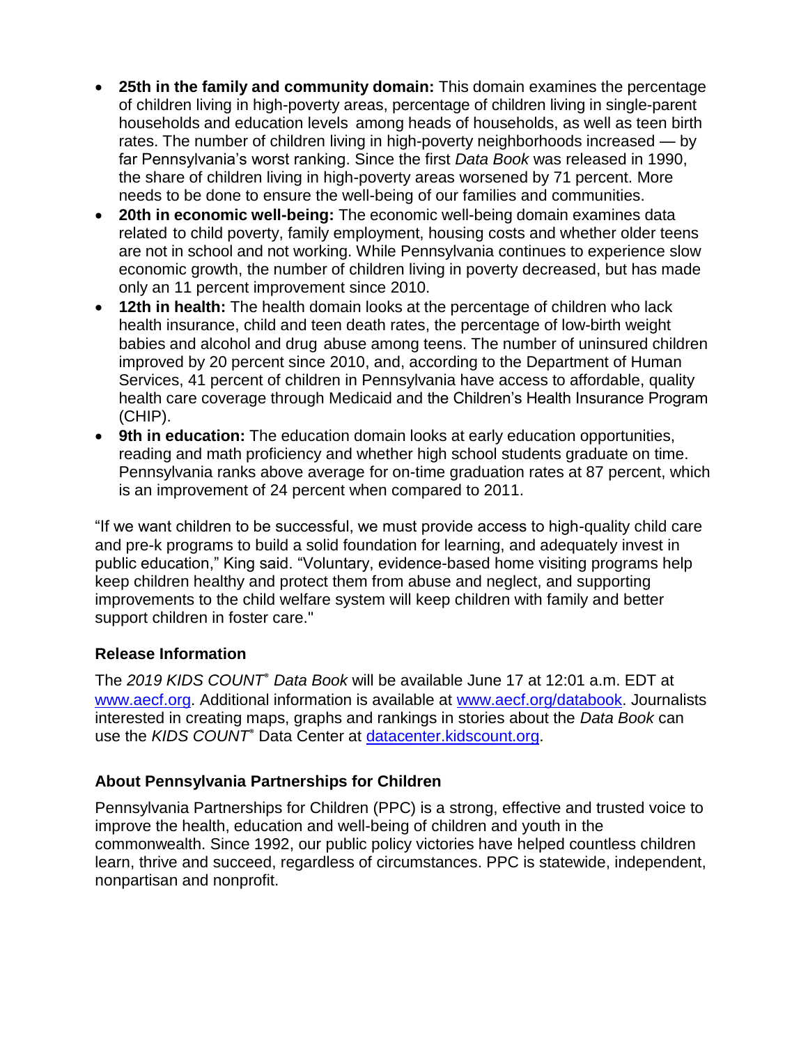- **25th in the family and community domain:** This domain examines the percentage of children living in high-poverty areas, percentage of children living in single-parent households and education levels among heads of households, as well as teen birth rates. The number of children living in high-poverty neighborhoods increased — by far Pennsylvania's worst ranking. Since the first *Data Book* was released in 1990, the share of children living in high-poverty areas worsened by 71 percent. More needs to be done to ensure the well-being of our families and communities.
- **20th in economic well-being:** The economic well-being domain examines data related to child poverty, family employment, housing costs and whether older teens are not in school and not working. While Pennsylvania continues to experience slow economic growth, the number of children living in poverty decreased, but has made only an 11 percent improvement since 2010.
- **12th in health:** The health domain looks at the percentage of children who lack health insurance, child and teen death rates, the percentage of low-birth weight babies and alcohol and drug abuse among teens. The number of uninsured children improved by 20 percent since 2010, and, according to the Department of Human Services, 41 percent of children in Pennsylvania have access to affordable, quality health care coverage through Medicaid and the Children's Health Insurance Program (CHIP).
- **9th in education:** The education domain looks at early education opportunities, reading and math proficiency and whether high school students graduate on time. Pennsylvania ranks above average for on-time graduation rates at 87 percent, which is an improvement of 24 percent when compared to 2011.

"If we want children to be successful, we must provide access to high-quality child care and pre-k programs to build a solid foundation for learning, and adequately invest in public education," King said. "Voluntary, evidence-based home visiting programs help keep children healthy and protect them from abuse and neglect, and supporting improvements to the child welfare system will keep children with family and better support children in foster care."

### Release Information

The *2019 KIDS COUNT® Data Book* will be available June 17 at 12:01 a.m. EDT at www.aecf.org. Additional information is available at www.aecf.org/databook. Journalists interested in creating maps, graphs and rankings in stories about the *Data Book* can use the *KIDS COUNT®* Data Center at datacenter.kidscount.org.

### About Pennsylvania Partnerships for Children

Pennsylvania Partnerships for Children (PPC) is a strong, effective and trusted voice to improve the health, education and well-being of children and youth in the commonwealth. Since 1992, our public policy victories have helped countless children learn, thrive and succeed, regardless of circumstances. PPC is statewide, independent, nonpartisan and nonprofit.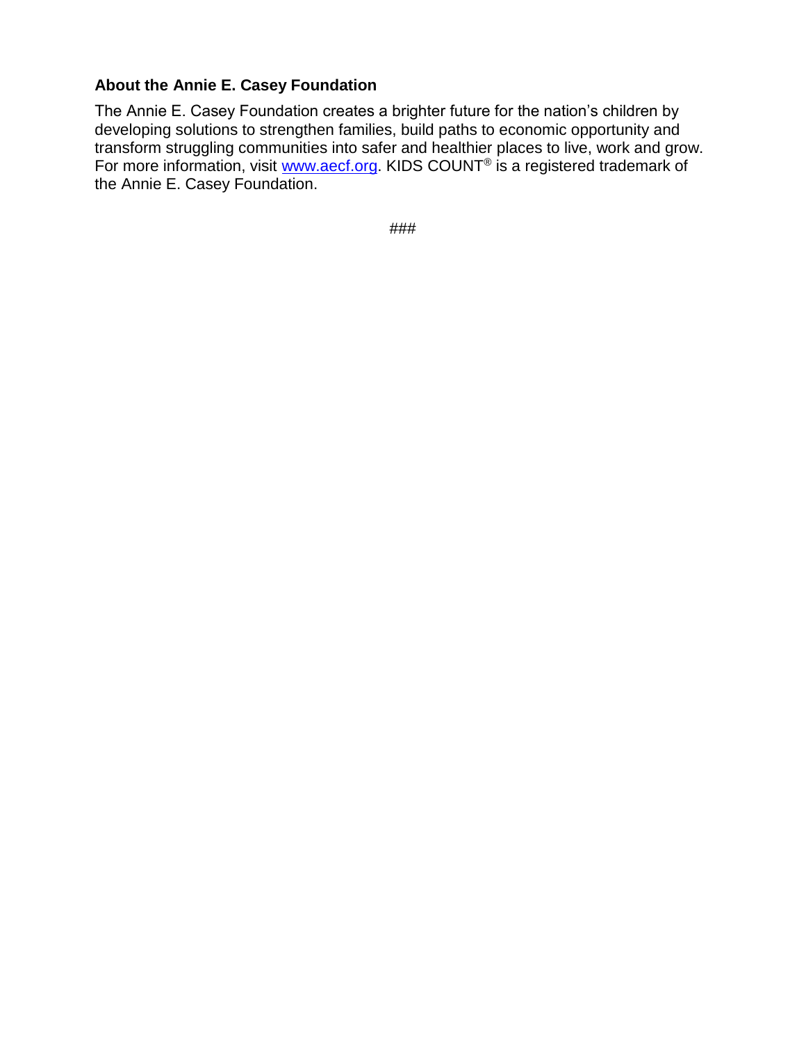**About the Annie E. Casey Foundation**

The Annie E. Casey Foundation creates a brighter future for the nation's children by developing solutions to strengthen families, build paths to economic opportunity and transform struggling communities into safer and healthier places to live, work and grow. For more information, visit [www.aecf.org](http://www.aecf.org). KIDS COUNT® is a registered trademark of the Annie E. Casey Foundation.

###